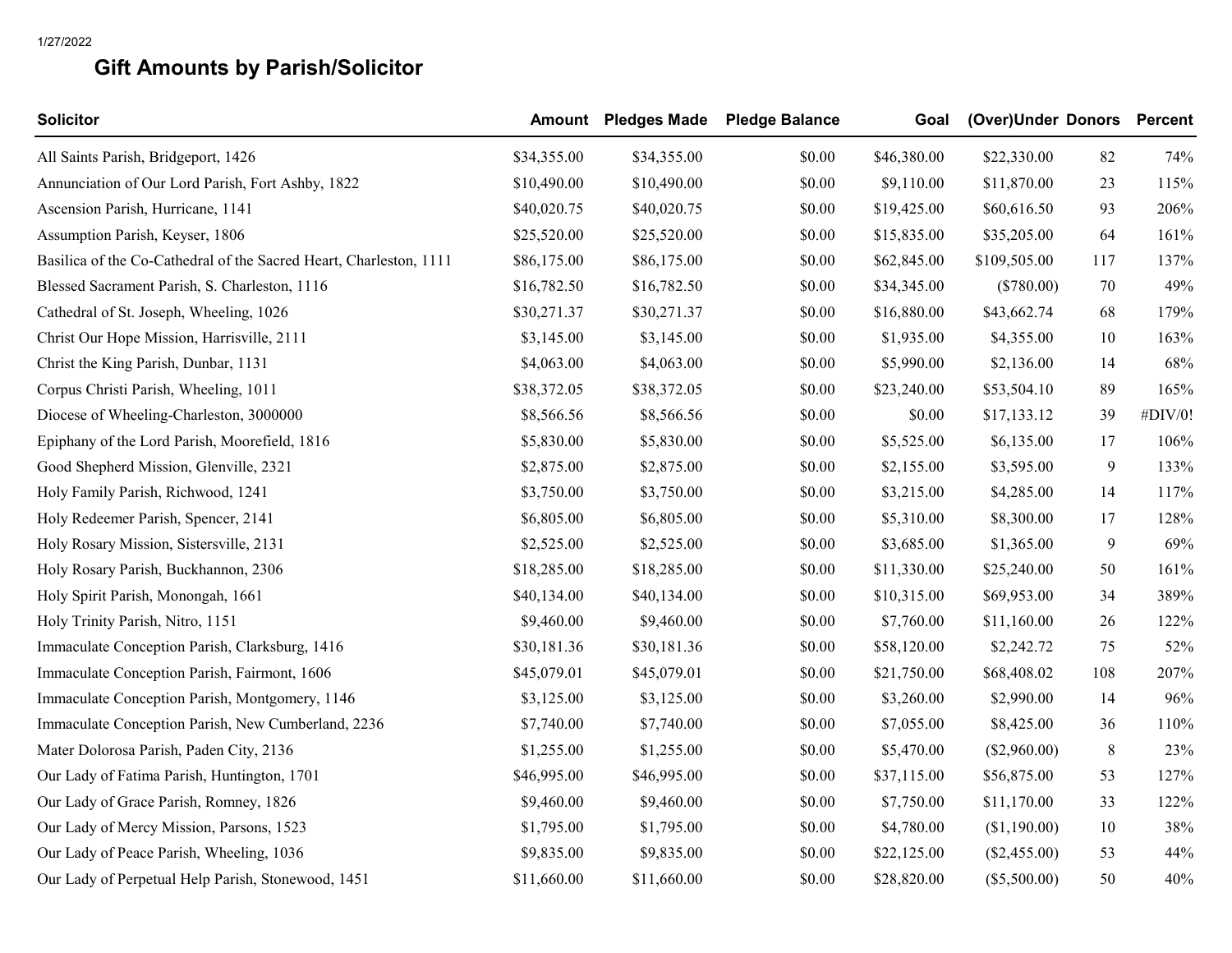1/27/2022

# Gift Amounts by Parish/Solicitor

| Solicitor | Amount | Pledges Made | Pledge Balance | Goal | (Over)Under | Donors | Percent |
|---|---|---|---|---|---|---|---|
| All Saints Parish, Bridgeport, 1426 | $34,355.00 | $34,355.00 | $0.00 | $46,380.00 | $22,330.00 | 82 | 74% |
| Annunciation of Our Lord Parish, Fort Ashby, 1822 | $10,490.00 | $10,490.00 | $0.00 | $9,110.00 | $11,870.00 | 23 | 115% |
| Ascension Parish, Hurricane, 1141 | $40,020.75 | $40,020.75 | $0.00 | $19,425.00 | $60,616.50 | 93 | 206% |
| Assumption Parish, Keyser, 1806 | $25,520.00 | $25,520.00 | $0.00 | $15,835.00 | $35,205.00 | 64 | 161% |
| Basilica of the Co-Cathedral of the Sacred Heart, Charleston, 1111 | $86,175.00 | $86,175.00 | $0.00 | $62,845.00 | $109,505.00 | 117 | 137% |
| Blessed Sacrament Parish, S. Charleston, 1116 | $16,782.50 | $16,782.50 | $0.00 | $34,345.00 | ($780.00) | 70 | 49% |
| Cathedral of St. Joseph, Wheeling, 1026 | $30,271.37 | $30,271.37 | $0.00 | $16,880.00 | $43,662.74 | 68 | 179% |
| Christ Our Hope Mission, Harrisville, 2111 | $3,145.00 | $3,145.00 | $0.00 | $1,935.00 | $4,355.00 | 10 | 163% |
| Christ the King Parish, Dunbar, 1131 | $4,063.00 | $4,063.00 | $0.00 | $5,990.00 | $2,136.00 | 14 | 68% |
| Corpus Christi Parish, Wheeling, 1011 | $38,372.05 | $38,372.05 | $0.00 | $23,240.00 | $53,504.10 | 89 | 165% |
| Diocese of Wheeling-Charleston, 3000000 | $8,566.56 | $8,566.56 | $0.00 | $0.00 | $17,133.12 | 39 | #DIV/0! |
| Epiphany of the Lord Parish, Moorefield, 1816 | $5,830.00 | $5,830.00 | $0.00 | $5,525.00 | $6,135.00 | 17 | 106% |
| Good Shepherd Mission, Glenville, 2321 | $2,875.00 | $2,875.00 | $0.00 | $2,155.00 | $3,595.00 | 9 | 133% |
| Holy Family Parish, Richwood, 1241 | $3,750.00 | $3,750.00 | $0.00 | $3,215.00 | $4,285.00 | 14 | 117% |
| Holy Redeemer Parish, Spencer, 2141 | $6,805.00 | $6,805.00 | $0.00 | $5,310.00 | $8,300.00 | 17 | 128% |
| Holy Rosary Mission, Sistersville, 2131 | $2,525.00 | $2,525.00 | $0.00 | $3,685.00 | $1,365.00 | 9 | 69% |
| Holy Rosary Parish, Buckhannon, 2306 | $18,285.00 | $18,285.00 | $0.00 | $11,330.00 | $25,240.00 | 50 | 161% |
| Holy Spirit Parish, Monongah, 1661 | $40,134.00 | $40,134.00 | $0.00 | $10,315.00 | $69,953.00 | 34 | 389% |
| Holy Trinity Parish, Nitro, 1151 | $9,460.00 | $9,460.00 | $0.00 | $7,760.00 | $11,160.00 | 26 | 122% |
| Immaculate Conception Parish, Clarksburg, 1416 | $30,181.36 | $30,181.36 | $0.00 | $58,120.00 | $2,242.72 | 75 | 52% |
| Immaculate Conception Parish, Fairmont, 1606 | $45,079.01 | $45,079.01 | $0.00 | $21,750.00 | $68,408.02 | 108 | 207% |
| Immaculate Conception Parish, Montgomery, 1146 | $3,125.00 | $3,125.00 | $0.00 | $3,260.00 | $2,990.00 | 14 | 96% |
| Immaculate Conception Parish, New Cumberland, 2236 | $7,740.00 | $7,740.00 | $0.00 | $7,055.00 | $8,425.00 | 36 | 110% |
| Mater Dolorosa Parish, Paden City, 2136 | $1,255.00 | $1,255.00 | $0.00 | $5,470.00 | ($2,960.00) | 8 | 23% |
| Our Lady of Fatima Parish, Huntington, 1701 | $46,995.00 | $46,995.00 | $0.00 | $37,115.00 | $56,875.00 | 53 | 127% |
| Our Lady of Grace Parish, Romney, 1826 | $9,460.00 | $9,460.00 | $0.00 | $7,750.00 | $11,170.00 | 33 | 122% |
| Our Lady of Mercy Mission, Parsons, 1523 | $1,795.00 | $1,795.00 | $0.00 | $4,780.00 | ($1,190.00) | 10 | 38% |
| Our Lady of Peace Parish, Wheeling, 1036 | $9,835.00 | $9,835.00 | $0.00 | $22,125.00 | ($2,455.00) | 53 | 44% |
| Our Lady of Perpetual Help Parish, Stonewood, 1451 | $11,660.00 | $11,660.00 | $0.00 | $28,820.00 | ($5,500.00) | 50 | 40% |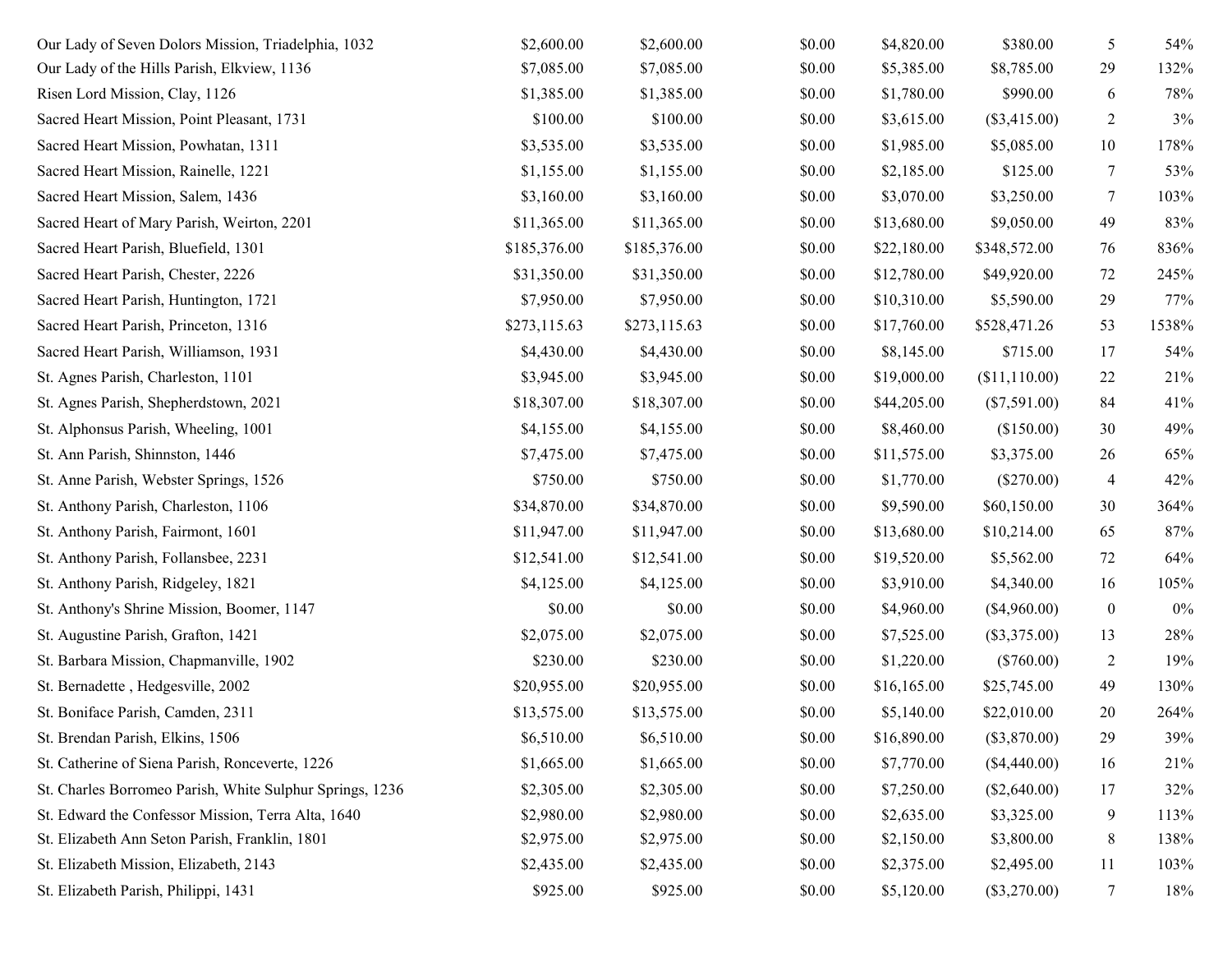| | | | | | | | |
|---|---|---|---|---|---|---|---|
| Our Lady of Seven Dolors Mission, Triadelphia, 1032 | $2,600.00 | $2,600.00 | $0.00 | $4,820.00 | $380.00 | 5 | 54% |
| Our Lady of the Hills Parish, Elkview, 1136 | $7,085.00 | $7,085.00 | $0.00 | $5,385.00 | $8,785.00 | 29 | 132% |
| Risen Lord Mission, Clay, 1126 | $1,385.00 | $1,385.00 | $0.00 | $1,780.00 | $990.00 | 6 | 78% |
| Sacred Heart Mission, Point Pleasant, 1731 | $100.00 | $100.00 | $0.00 | $3,615.00 | ($3,415.00) | 2 | 3% |
| Sacred Heart Mission, Powhatan, 1311 | $3,535.00 | $3,535.00 | $0.00 | $1,985.00 | $5,085.00 | 10 | 178% |
| Sacred Heart Mission, Rainelle, 1221 | $1,155.00 | $1,155.00 | $0.00 | $2,185.00 | $125.00 | 7 | 53% |
| Sacred Heart Mission, Salem, 1436 | $3,160.00 | $3,160.00 | $0.00 | $3,070.00 | $3,250.00 | 7 | 103% |
| Sacred Heart of Mary Parish, Weirton, 2201 | $11,365.00 | $11,365.00 | $0.00 | $13,680.00 | $9,050.00 | 49 | 83% |
| Sacred Heart Parish, Bluefield, 1301 | $185,376.00 | $185,376.00 | $0.00 | $22,180.00 | $348,572.00 | 76 | 836% |
| Sacred Heart Parish, Chester, 2226 | $31,350.00 | $31,350.00 | $0.00 | $12,780.00 | $49,920.00 | 72 | 245% |
| Sacred Heart Parish, Huntington, 1721 | $7,950.00 | $7,950.00 | $0.00 | $10,310.00 | $5,590.00 | 29 | 77% |
| Sacred Heart Parish, Princeton, 1316 | $273,115.63 | $273,115.63 | $0.00 | $17,760.00 | $528,471.26 | 53 | 1538% |
| Sacred Heart Parish, Williamson, 1931 | $4,430.00 | $4,430.00 | $0.00 | $8,145.00 | $715.00 | 17 | 54% |
| St. Agnes Parish, Charleston, 1101 | $3,945.00 | $3,945.00 | $0.00 | $19,000.00 | ($11,110.00) | 22 | 21% |
| St. Agnes Parish, Shepherdstown, 2021 | $18,307.00 | $18,307.00 | $0.00 | $44,205.00 | ($7,591.00) | 84 | 41% |
| St. Alphonsus Parish, Wheeling, 1001 | $4,155.00 | $4,155.00 | $0.00 | $8,460.00 | ($150.00) | 30 | 49% |
| St. Ann Parish, Shinnston, 1446 | $7,475.00 | $7,475.00 | $0.00 | $11,575.00 | $3,375.00 | 26 | 65% |
| St. Anne Parish, Webster Springs, 1526 | $750.00 | $750.00 | $0.00 | $1,770.00 | ($270.00) | 4 | 42% |
| St. Anthony Parish, Charleston, 1106 | $34,870.00 | $34,870.00 | $0.00 | $9,590.00 | $60,150.00 | 30 | 364% |
| St. Anthony Parish, Fairmont, 1601 | $11,947.00 | $11,947.00 | $0.00 | $13,680.00 | $10,214.00 | 65 | 87% |
| St. Anthony Parish, Follansbee, 2231 | $12,541.00 | $12,541.00 | $0.00 | $19,520.00 | $5,562.00 | 72 | 64% |
| St. Anthony Parish, Ridgeley, 1821 | $4,125.00 | $4,125.00 | $0.00 | $3,910.00 | $4,340.00 | 16 | 105% |
| St. Anthony's Shrine Mission, Boomer, 1147 | $0.00 | $0.00 | $0.00 | $4,960.00 | ($4,960.00) | 0 | 0% |
| St. Augustine Parish, Grafton, 1421 | $2,075.00 | $2,075.00 | $0.00 | $7,525.00 | ($3,375.00) | 13 | 28% |
| St. Barbara Mission, Chapmanville, 1902 | $230.00 | $230.00 | $0.00 | $1,220.00 | ($760.00) | 2 | 19% |
| St. Bernadette , Hedgesville, 2002 | $20,955.00 | $20,955.00 | $0.00 | $16,165.00 | $25,745.00 | 49 | 130% |
| St. Boniface Parish, Camden, 2311 | $13,575.00 | $13,575.00 | $0.00 | $5,140.00 | $22,010.00 | 20 | 264% |
| St. Brendan Parish, Elkins, 1506 | $6,510.00 | $6,510.00 | $0.00 | $16,890.00 | ($3,870.00) | 29 | 39% |
| St. Catherine of Siena Parish, Ronceverte, 1226 | $1,665.00 | $1,665.00 | $0.00 | $7,770.00 | ($4,440.00) | 16 | 21% |
| St. Charles Borromeo Parish, White Sulphur Springs, 1236 | $2,305.00 | $2,305.00 | $0.00 | $7,250.00 | ($2,640.00) | 17 | 32% |
| St. Edward the Confessor Mission, Terra Alta, 1640 | $2,980.00 | $2,980.00 | $0.00 | $2,635.00 | $3,325.00 | 9 | 113% |
| St. Elizabeth Ann Seton Parish, Franklin, 1801 | $2,975.00 | $2,975.00 | $0.00 | $2,150.00 | $3,800.00 | 8 | 138% |
| St. Elizabeth Mission, Elizabeth, 2143 | $2,435.00 | $2,435.00 | $0.00 | $2,375.00 | $2,495.00 | 11 | 103% |
| St. Elizabeth Parish, Philippi, 1431 | $925.00 | $925.00 | $0.00 | $5,120.00 | ($3,270.00) | 7 | 18% |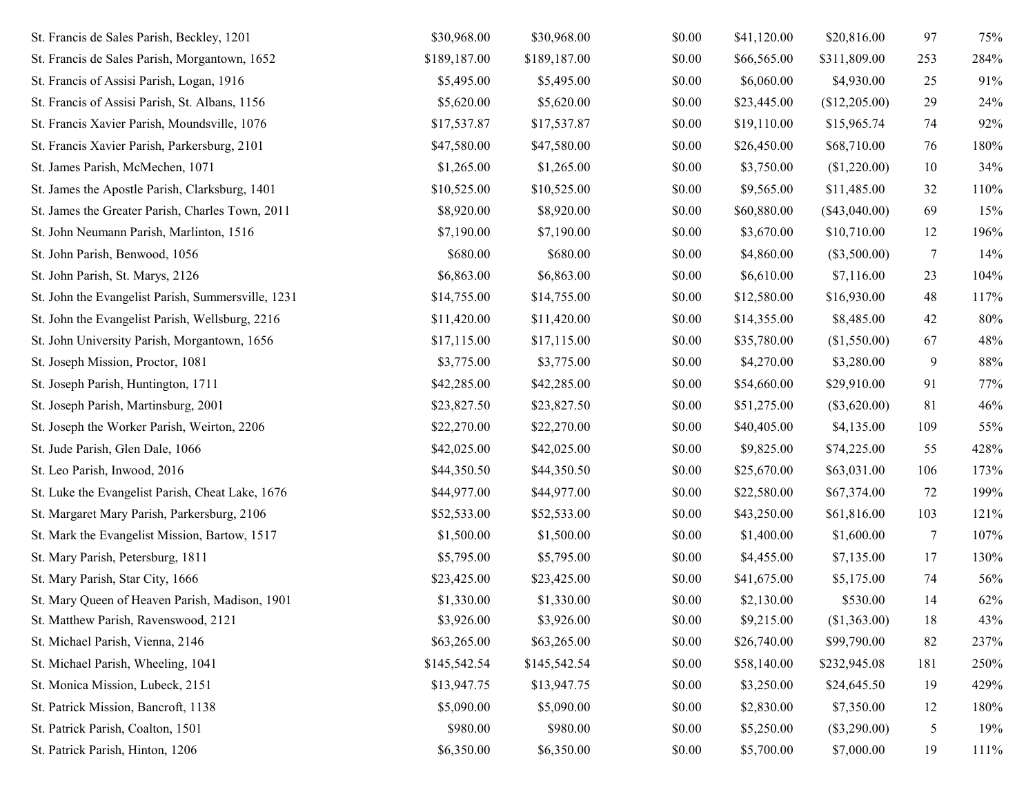| | | | | | | | |
|---|---|---|---|---|---|---|---|
| St. Francis de Sales Parish, Beckley, 1201 | $30,968.00 | $30,968.00 | $0.00 | $41,120.00 | $20,816.00 | 97 | 75% |
| St. Francis de Sales Parish, Morgantown, 1652 | $189,187.00 | $189,187.00 | $0.00 | $66,565.00 | $311,809.00 | 253 | 284% |
| St. Francis of Assisi Parish, Logan, 1916 | $5,495.00 | $5,495.00 | $0.00 | $6,060.00 | $4,930.00 | 25 | 91% |
| St. Francis of Assisi Parish, St. Albans, 1156 | $5,620.00 | $5,620.00 | $0.00 | $23,445.00 | ($12,205.00) | 29 | 24% |
| St. Francis Xavier Parish, Moundsville, 1076 | $17,537.87 | $17,537.87 | $0.00 | $19,110.00 | $15,965.74 | 74 | 92% |
| St. Francis Xavier Parish, Parkersburg, 2101 | $47,580.00 | $47,580.00 | $0.00 | $26,450.00 | $68,710.00 | 76 | 180% |
| St. James Parish, McMechen, 1071 | $1,265.00 | $1,265.00 | $0.00 | $3,750.00 | ($1,220.00) | 10 | 34% |
| St. James the Apostle Parish, Clarksburg, 1401 | $10,525.00 | $10,525.00 | $0.00 | $9,565.00 | $11,485.00 | 32 | 110% |
| St. James the Greater Parish, Charles Town, 2011 | $8,920.00 | $8,920.00 | $0.00 | $60,880.00 | ($43,040.00) | 69 | 15% |
| St. John Neumann Parish, Marlinton, 1516 | $7,190.00 | $7,190.00 | $0.00 | $3,670.00 | $10,710.00 | 12 | 196% |
| St. John Parish, Benwood, 1056 | $680.00 | $680.00 | $0.00 | $4,860.00 | ($3,500.00) | 7 | 14% |
| St. John Parish, St. Marys, 2126 | $6,863.00 | $6,863.00 | $0.00 | $6,610.00 | $7,116.00 | 23 | 104% |
| St. John the Evangelist Parish, Summersville, 1231 | $14,755.00 | $14,755.00 | $0.00 | $12,580.00 | $16,930.00 | 48 | 117% |
| St. John the Evangelist Parish, Wellsburg, 2216 | $11,420.00 | $11,420.00 | $0.00 | $14,355.00 | $8,485.00 | 42 | 80% |
| St. John University Parish, Morgantown, 1656 | $17,115.00 | $17,115.00 | $0.00 | $35,780.00 | ($1,550.00) | 67 | 48% |
| St. Joseph Mission, Proctor, 1081 | $3,775.00 | $3,775.00 | $0.00 | $4,270.00 | $3,280.00 | 9 | 88% |
| St. Joseph Parish, Huntington, 1711 | $42,285.00 | $42,285.00 | $0.00 | $54,660.00 | $29,910.00 | 91 | 77% |
| St. Joseph Parish, Martinsburg, 2001 | $23,827.50 | $23,827.50 | $0.00 | $51,275.00 | ($3,620.00) | 81 | 46% |
| St. Joseph the Worker Parish, Weirton, 2206 | $22,270.00 | $22,270.00 | $0.00 | $40,405.00 | $4,135.00 | 109 | 55% |
| St. Jude Parish, Glen Dale, 1066 | $42,025.00 | $42,025.00 | $0.00 | $9,825.00 | $74,225.00 | 55 | 428% |
| St. Leo Parish, Inwood, 2016 | $44,350.50 | $44,350.50 | $0.00 | $25,670.00 | $63,031.00 | 106 | 173% |
| St. Luke the Evangelist Parish, Cheat Lake, 1676 | $44,977.00 | $44,977.00 | $0.00 | $22,580.00 | $67,374.00 | 72 | 199% |
| St. Margaret Mary Parish, Parkersburg, 2106 | $52,533.00 | $52,533.00 | $0.00 | $43,250.00 | $61,816.00 | 103 | 121% |
| St. Mark the Evangelist Mission, Bartow, 1517 | $1,500.00 | $1,500.00 | $0.00 | $1,400.00 | $1,600.00 | 7 | 107% |
| St. Mary Parish, Petersburg, 1811 | $5,795.00 | $5,795.00 | $0.00 | $4,455.00 | $7,135.00 | 17 | 130% |
| St. Mary Parish, Star City, 1666 | $23,425.00 | $23,425.00 | $0.00 | $41,675.00 | $5,175.00 | 74 | 56% |
| St. Mary Queen of Heaven Parish, Madison, 1901 | $1,330.00 | $1,330.00 | $0.00 | $2,130.00 | $530.00 | 14 | 62% |
| St. Matthew Parish, Ravenswood, 2121 | $3,926.00 | $3,926.00 | $0.00 | $9,215.00 | ($1,363.00) | 18 | 43% |
| St. Michael Parish, Vienna, 2146 | $63,265.00 | $63,265.00 | $0.00 | $26,740.00 | $99,790.00 | 82 | 237% |
| St. Michael Parish, Wheeling, 1041 | $145,542.54 | $145,542.54 | $0.00 | $58,140.00 | $232,945.08 | 181 | 250% |
| St. Monica Mission, Lubeck, 2151 | $13,947.75 | $13,947.75 | $0.00 | $3,250.00 | $24,645.50 | 19 | 429% |
| St. Patrick Mission, Bancroft, 1138 | $5,090.00 | $5,090.00 | $0.00 | $2,830.00 | $7,350.00 | 12 | 180% |
| St. Patrick Parish, Coalton, 1501 | $980.00 | $980.00 | $0.00 | $5,250.00 | ($3,290.00) | 5 | 19% |
| St. Patrick Parish, Hinton, 1206 | $6,350.00 | $6,350.00 | $0.00 | $5,700.00 | $7,000.00 | 19 | 111% |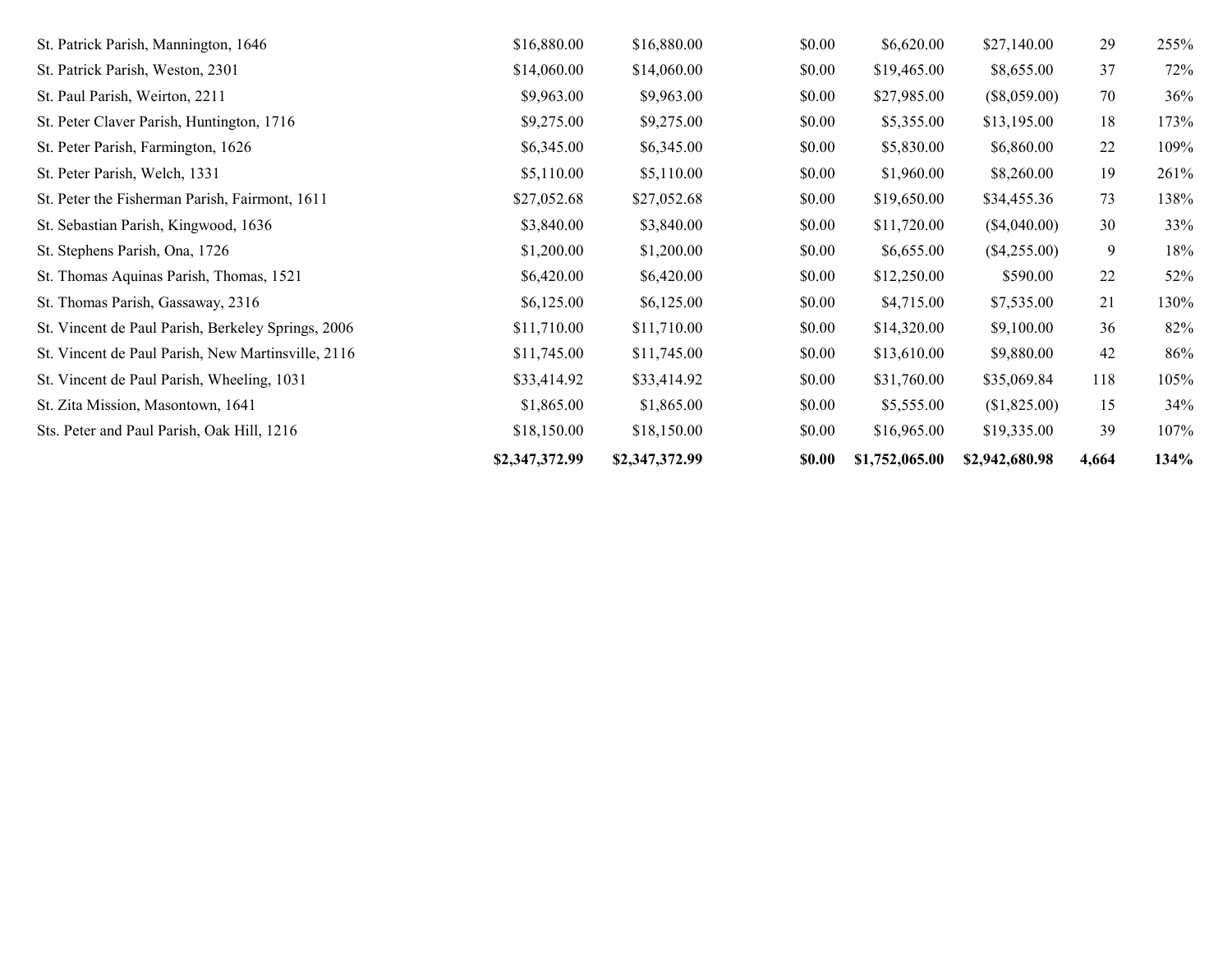| | | | | | | | |
|---|---|---|---|---|---|---|---|
| St. Patrick Parish, Mannington, 1646 | $16,880.00 | $16,880.00 | $0.00 | $6,620.00 | $27,140.00 | 29 | 255% |
| St. Patrick Parish, Weston, 2301 | $14,060.00 | $14,060.00 | $0.00 | $19,465.00 | $8,655.00 | 37 | 72% |
| St. Paul Parish, Weirton, 2211 | $9,963.00 | $9,963.00 | $0.00 | $27,985.00 | ($8,059.00) | 70 | 36% |
| St. Peter Claver Parish, Huntington, 1716 | $9,275.00 | $9,275.00 | $0.00 | $5,355.00 | $13,195.00 | 18 | 173% |
| St. Peter Parish, Farmington, 1626 | $6,345.00 | $6,345.00 | $0.00 | $5,830.00 | $6,860.00 | 22 | 109% |
| St. Peter Parish, Welch, 1331 | $5,110.00 | $5,110.00 | $0.00 | $1,960.00 | $8,260.00 | 19 | 261% |
| St. Peter the Fisherman Parish, Fairmont, 1611 | $27,052.68 | $27,052.68 | $0.00 | $19,650.00 | $34,455.36 | 73 | 138% |
| St. Sebastian Parish, Kingwood, 1636 | $3,840.00 | $3,840.00 | $0.00 | $11,720.00 | ($4,040.00) | 30 | 33% |
| St. Stephens Parish, Ona, 1726 | $1,200.00 | $1,200.00 | $0.00 | $6,655.00 | ($4,255.00) | 9 | 18% |
| St. Thomas Aquinas Parish, Thomas, 1521 | $6,420.00 | $6,420.00 | $0.00 | $12,250.00 | $590.00 | 22 | 52% |
| St. Thomas Parish, Gassaway, 2316 | $6,125.00 | $6,125.00 | $0.00 | $4,715.00 | $7,535.00 | 21 | 130% |
| St. Vincent de Paul Parish, Berkeley Springs, 2006 | $11,710.00 | $11,710.00 | $0.00 | $14,320.00 | $9,100.00 | 36 | 82% |
| St. Vincent de Paul Parish, New Martinsville, 2116 | $11,745.00 | $11,745.00 | $0.00 | $13,610.00 | $9,880.00 | 42 | 86% |
| St. Vincent de Paul Parish, Wheeling, 1031 | $33,414.92 | $33,414.92 | $0.00 | $31,760.00 | $35,069.84 | 118 | 105% |
| St. Zita Mission, Masontown, 1641 | $1,865.00 | $1,865.00 | $0.00 | $5,555.00 | ($1,825.00) | 15 | 34% |
| Sts. Peter and Paul Parish, Oak Hill, 1216 | $18,150.00 | $18,150.00 | $0.00 | $16,965.00 | $19,335.00 | 39 | 107% |
| | **$2,347,372.99** | **$2,347,372.99** | **$0.00** | **$1,752,065.00** | **$2,942,680.98** | **4,664** | **134%** |